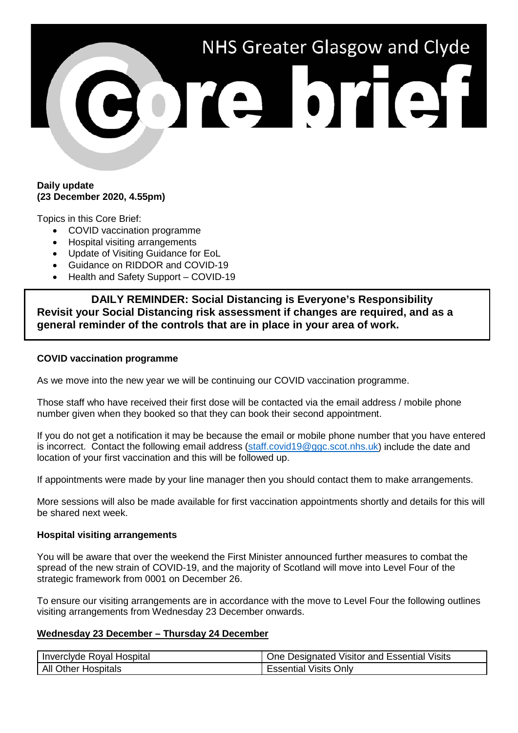# NHS Greater Glasgow and Clyde Core brief

**Daily update**
**(23 December 2020, 4.55pm)**

Topics in this Core Brief:

- COVID vaccination programme
- Hospital visiting arrangements
- Update of Visiting Guidance for EoL
- Guidance on RIDDOR and COVID-19
- Health and Safety Support – COVID-19

**DAILY REMINDER: Social Distancing is Everyone's Responsibility**
**Revisit your Social Distancing risk assessment if changes are required, and as a general reminder of the controls that are in place in your area of work.**

**COVID vaccination programme**

As we move into the new year we will be continuing our COVID vaccination programme.

Those staff who have received their first dose will be contacted via the email address / mobile phone number given when they booked so that they can book their second appointment.

If you do not get a notification it may be because the email or mobile phone number that you have entered is incorrect. Contact the following email address (staff.covid19@ggc.scot.nhs.uk) include the date and location of your first vaccination and this will be followed up.

If appointments were made by your line manager then you should contact them to make arrangements.

More sessions will also be made available for first vaccination appointments shortly and details for this will be shared next week.

**Hospital visiting arrangements**

You will be aware that over the weekend the First Minister announced further measures to combat the spread of the new strain of COVID-19, and the majority of Scotland will move into Level Four of the strategic framework from 0001 on December 26.

To ensure our visiting arrangements are in accordance with the move to Level Four the following outlines visiting arrangements from Wednesday 23 December onwards.

**Wednesday 23 December – Thursday 24 December**

| | |
|---|---|
| Inverclyde Royal Hospital | One Designated Visitor and Essential Visits |
| All Other Hospitals | Essential Visits Only |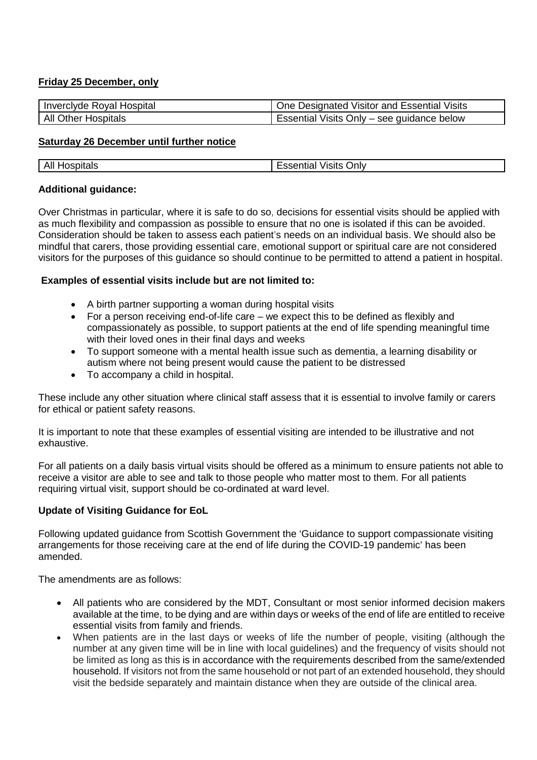**Friday 25 December, only**

| Inverclyde Royal Hospital | One Designated Visitor and Essential Visits |
|---|---|
| All Other Hospitals | Essential Visits Only – see guidance below |

**Saturday 26 December until further notice**

| All Hospitals | Essential Visits Only |
|---|---|

**Additional guidance:**

Over Christmas in particular, where it is safe to do so, decisions for essential visits should be applied with as much flexibility and compassion as possible to ensure that no one is isolated if this can be avoided. Consideration should be taken to assess each patient's needs on an individual basis. We should also be mindful that carers, those providing essential care, emotional support or spiritual care are not considered visitors for the purposes of this guidance so should continue to be permitted to attend a patient in hospital.

**Examples of essential visits include but are not limited to:**

- A birth partner supporting a woman during hospital visits
- For a person receiving end-of-life care – we expect this to be defined as flexibly and compassionately as possible, to support patients at the end of life spending meaningful time with their loved ones in their final days and weeks
- To support someone with a mental health issue such as dementia, a learning disability or autism where not being present would cause the patient to be distressed
- To accompany a child in hospital.

These include any other situation where clinical staff assess that it is essential to involve family or carers for ethical or patient safety reasons.

It is important to note that these examples of essential visiting are intended to be illustrative and not exhaustive.

For all patients on a daily basis virtual visits should be offered as a minimum to ensure patients not able to receive a visitor are able to see and talk to those people who matter most to them. For all patients requiring virtual visit, support should be co-ordinated at ward level.

**Update of Visiting Guidance for EoL**

Following updated guidance from Scottish Government the 'Guidance to support compassionate visiting arrangements for those receiving care at the end of life during the COVID-19 pandemic' has been amended.

The amendments are as follows:

- All patients who are considered by the MDT, Consultant or most senior informed decision makers available at the time, to be dying and are within days or weeks of the end of life are entitled to receive essential visits from family and friends.
- When patients are in the last days or weeks of life the number of people, visiting (although the number at any given time will be in line with local guidelines) and the frequency of visits should not be limited as long as this is in accordance with the requirements described from the same/extended household. If visitors not from the same household or not part of an extended household, they should visit the bedside separately and maintain distance when they are outside of the clinical area.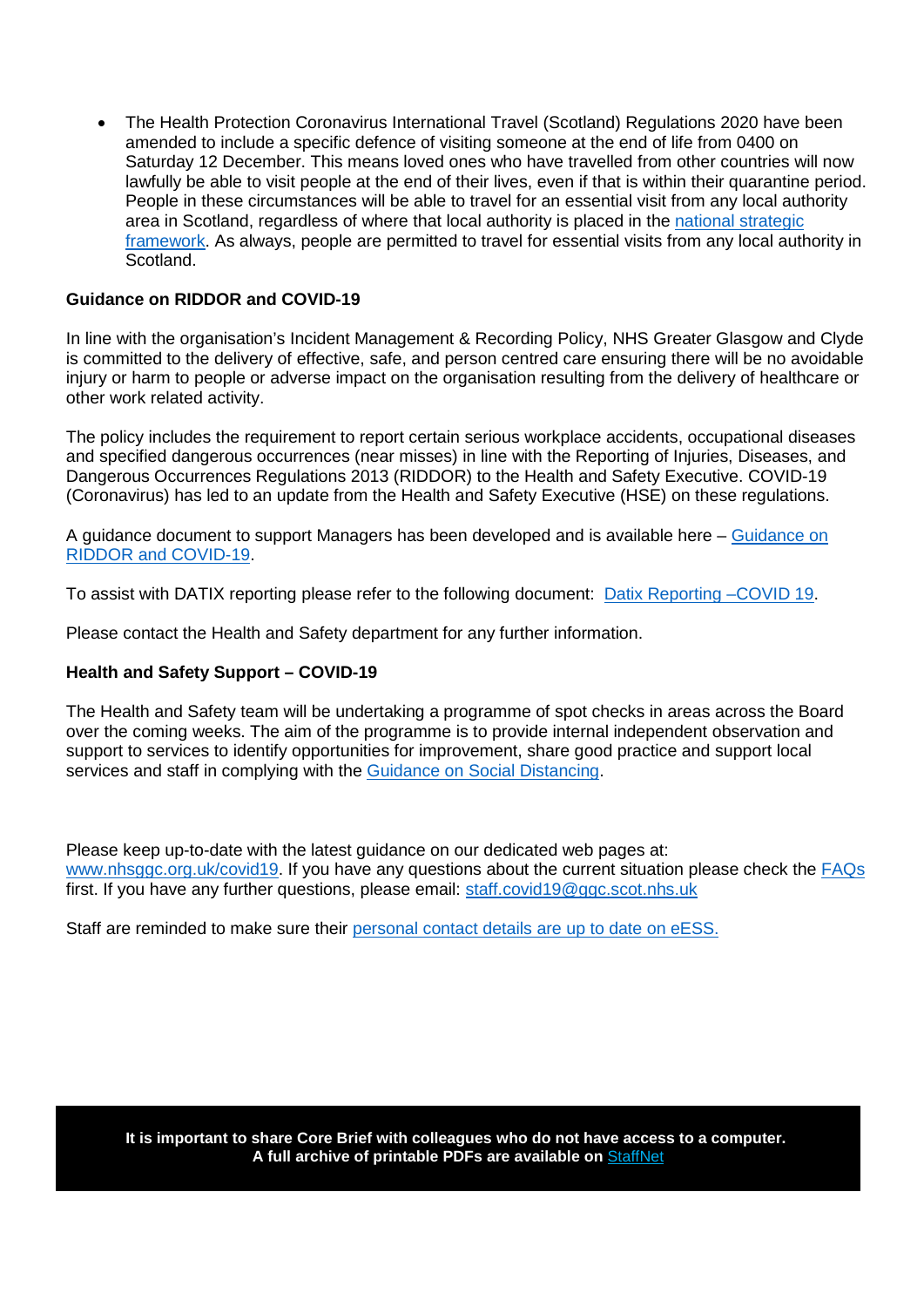- The Health Protection Coronavirus International Travel (Scotland) Regulations 2020 have been amended to include a specific defence of visiting someone at the end of life from 0400 on Saturday 12 December. This means loved ones who have travelled from other countries will now lawfully be able to visit people at the end of their lives, even if that is within their quarantine period. People in these circumstances will be able to travel for an essential visit from any local authority area in Scotland, regardless of where that local authority is placed in the national strategic framework. As always, people are permitted to travel for essential visits from any local authority in Scotland.

**Guidance on RIDDOR and COVID-19**

In line with the organisation's Incident Management & Recording Policy, NHS Greater Glasgow and Clyde is committed to the delivery of effective, safe, and person centred care ensuring there will be no avoidable injury or harm to people or adverse impact on the organisation resulting from the delivery of healthcare or other work related activity.

The policy includes the requirement to report certain serious workplace accidents, occupational diseases and specified dangerous occurrences (near misses) in line with the Reporting of Injuries, Diseases, and Dangerous Occurrences Regulations 2013 (RIDDOR) to the Health and Safety Executive. COVID-19 (Coronavirus) has led to an update from the Health and Safety Executive (HSE) on these regulations.

A guidance document to support Managers has been developed and is available here – Guidance on RIDDOR and COVID-19.

To assist with DATIX reporting please refer to the following document: Datix Reporting –COVID 19.

Please contact the Health and Safety department for any further information.

**Health and Safety Support – COVID-19**

The Health and Safety team will be undertaking a programme of spot checks in areas across the Board over the coming weeks. The aim of the programme is to provide internal independent observation and support to services to identify opportunities for improvement, share good practice and support local services and staff in complying with the Guidance on Social Distancing.

Please keep up-to-date with the latest guidance on our dedicated web pages at: www.nhsggc.org.uk/covid19. If you have any questions about the current situation please check the FAQs first. If you have any further questions, please email: staff.covid19@ggc.scot.nhs.uk

Staff are reminded to make sure their personal contact details are up to date on eESS.

**It is important to share Core Brief with colleagues who do not have access to a computer.**
**A full archive of printable PDFs are available on StaffNet**